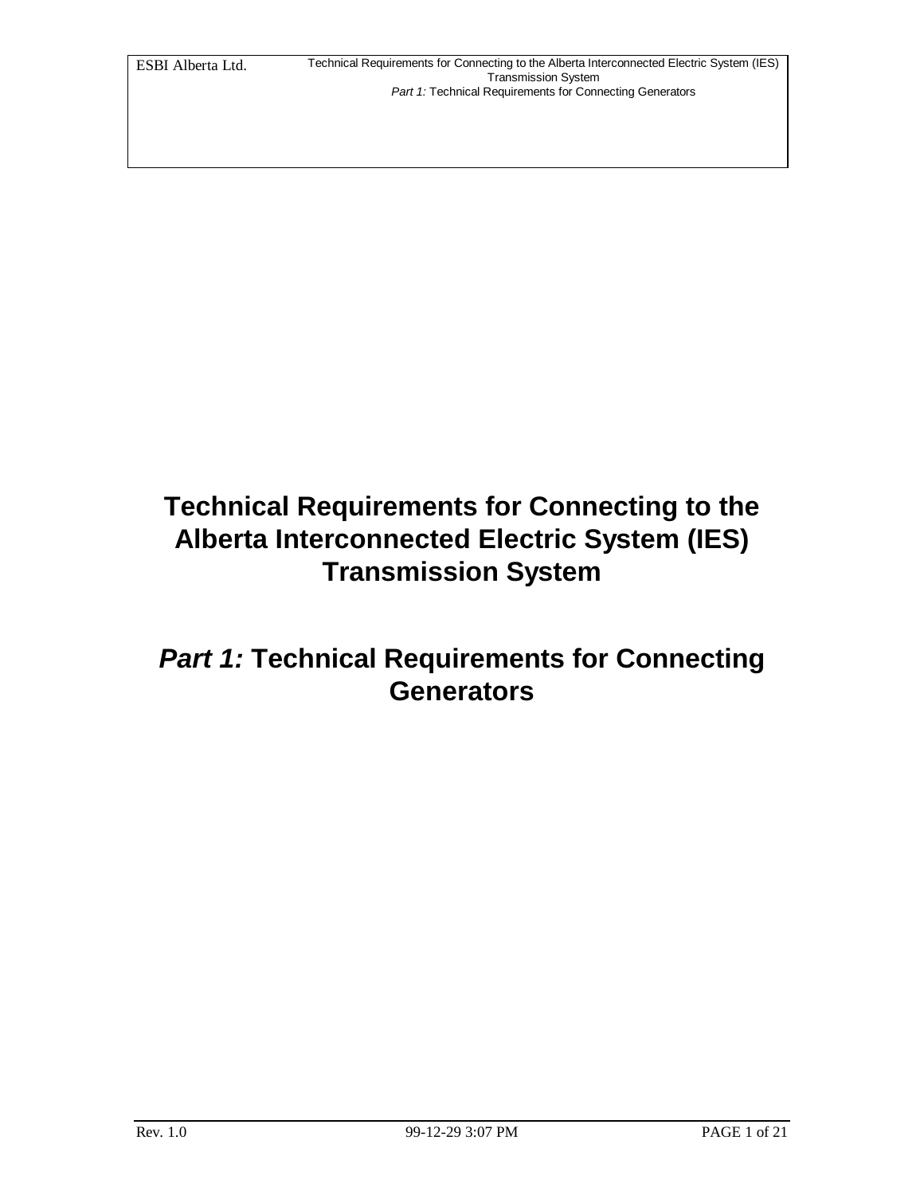# Technical Requirements for Connecting to the Alberta Interconnected Electric System (IES) Transmission System

## *Part 1:* Technical Requirements for Connecting Generators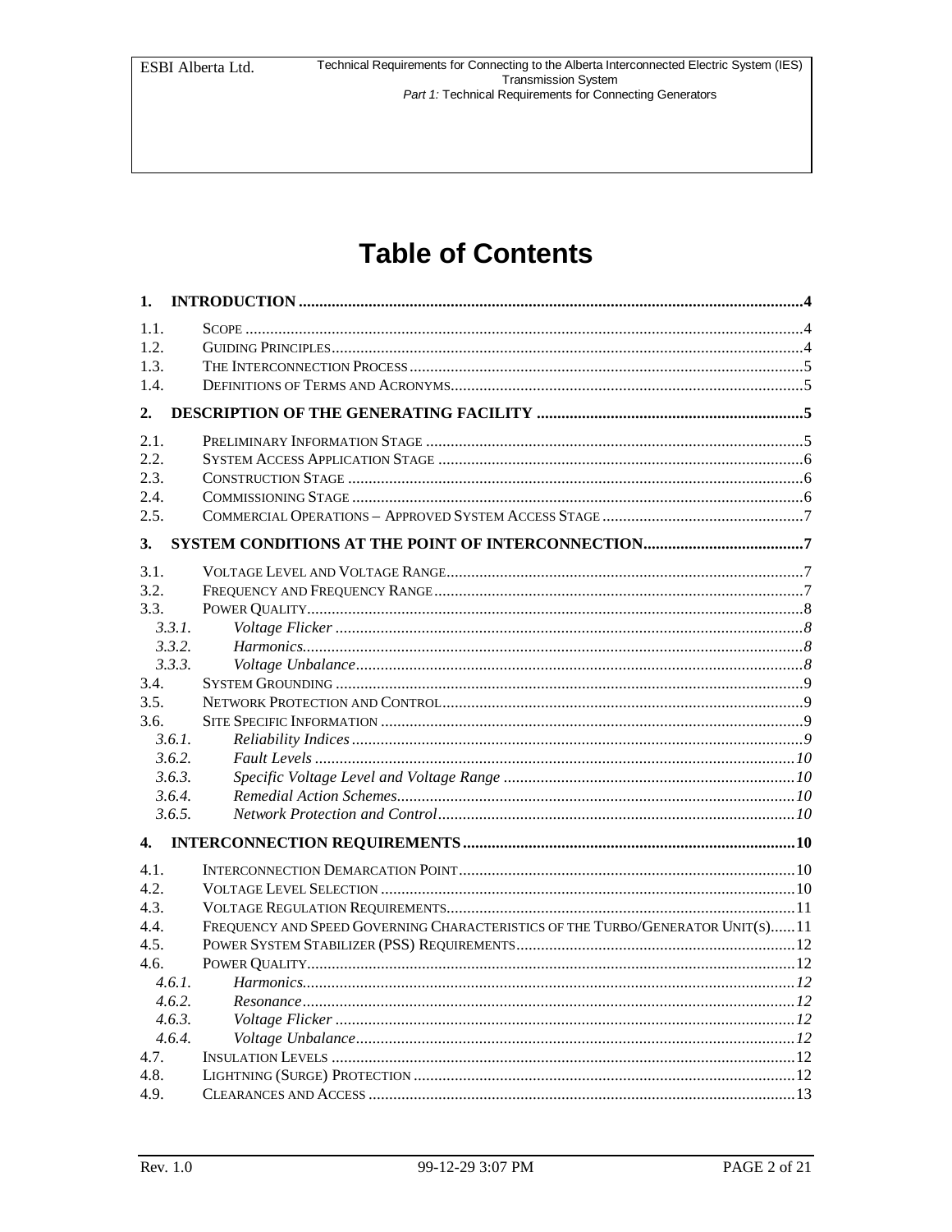# Table of Contents

**1. INTRODUCTION** ..... 4

1.1. SCOPE ..... 4
1.2. GUIDING PRINCIPLES ..... 4
1.3. THE INTERCONNECTION PROCESS ..... 5
1.4. DEFINITIONS OF TERMS AND ACRONYMS ..... 5

**2. DESCRIPTION OF THE GENERATING FACILITY** ..... 5

2.1. PRELIMINARY INFORMATION STAGE ..... 5
2.2. SYSTEM ACCESS APPLICATION STAGE ..... 6
2.3. CONSTRUCTION STAGE ..... 6
2.4. COMMISSIONING STAGE ..... 6
2.5. COMMERCIAL OPERATIONS – APPROVED SYSTEM ACCESS STAGE ..... 7

**3. SYSTEM CONDITIONS AT THE POINT OF INTERCONNECTION** ..... 7

3.1. VOLTAGE LEVEL AND VOLTAGE RANGE ..... 7
3.2. FREQUENCY AND FREQUENCY RANGE ..... 7
3.3. POWER QUALITY ..... 8
*3.3.1. Voltage Flicker* ..... 8
*3.3.2. Harmonics* ..... 8
*3.3.3. Voltage Unbalance* ..... 8
3.4. SYSTEM GROUNDING ..... 9
3.5. NETWORK PROTECTION AND CONTROL ..... 9
3.6. SITE SPECIFIC INFORMATION ..... 9
*3.6.1. Reliability Indices* ..... 9
*3.6.2. Fault Levels* ..... 10
*3.6.3. Specific Voltage Level and Voltage Range* ..... 10
*3.6.4. Remedial Action Schemes* ..... 10
*3.6.5. Network Protection and Control* ..... 10

**4. INTERCONNECTION REQUIREMENTS** ..... 10

4.1. INTERCONNECTION DEMARCATION POINT ..... 10
4.2. VOLTAGE LEVEL SELECTION ..... 10
4.3. VOLTAGE REGULATION REQUIREMENTS ..... 11
4.4. FREQUENCY AND SPEED GOVERNING CHARACTERISTICS OF THE TURBO/GENERATOR UNIT(S) ..... 11
4.5. POWER SYSTEM STABILIZER (PSS) REQUIREMENTS ..... 12
4.6. POWER QUALITY ..... 12
*4.6.1. Harmonics* ..... 12
*4.6.2. Resonance* ..... 12
*4.6.3. Voltage Flicker* ..... 12
*4.6.4. Voltage Unbalance* ..... 12
4.7. INSULATION LEVELS ..... 12
4.8. LIGHTNING (SURGE) PROTECTION ..... 12
4.9. CLEARANCES AND ACCESS ..... 13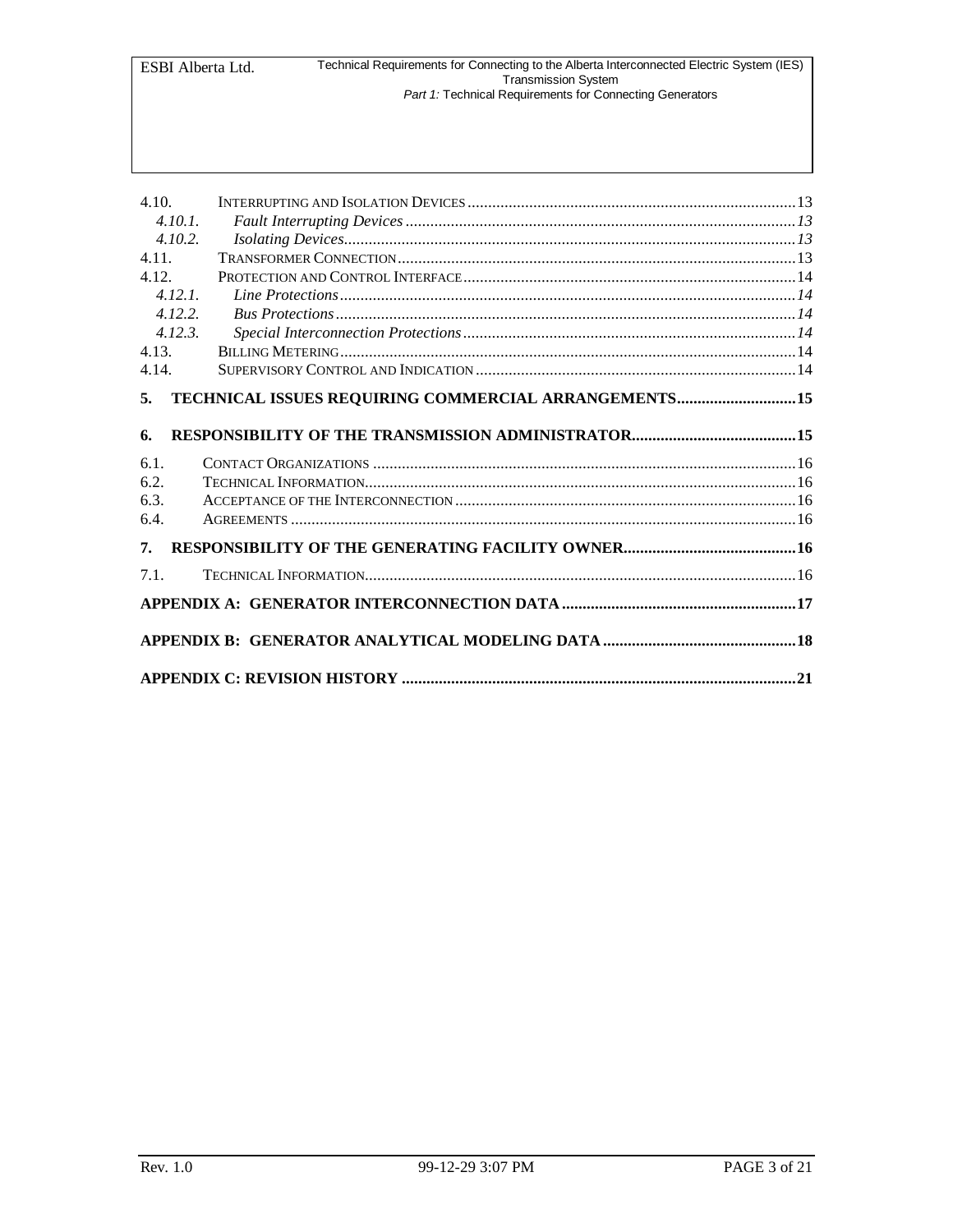4.10. INTERRUPTING AND ISOLATION DEVICES ..... 13

*4.10.1. Fault Interrupting Devices ..... 13*

*4.10.2. Isolating Devices ..... 13*

4.11. TRANSFORMER CONNECTION ..... 13

4.12. PROTECTION AND CONTROL INTERFACE ..... 14

*4.12.1. Line Protections ..... 14*

*4.12.2. Bus Protections ..... 14*

*4.12.3. Special Interconnection Protections ..... 14*

4.13. BILLING METERING ..... 14

4.14. SUPERVISORY CONTROL AND INDICATION ..... 14

**5. TECHNICAL ISSUES REQUIRING COMMERCIAL ARRANGEMENTS ..... 15**

**6. RESPONSIBILITY OF THE TRANSMISSION ADMINISTRATOR ..... 15**

6.1. CONTACT ORGANIZATIONS ..... 16

6.2. TECHNICAL INFORMATION ..... 16

6.3. ACCEPTANCE OF THE INTERCONNECTION ..... 16

6.4. AGREEMENTS ..... 16

**7. RESPONSIBILITY OF THE GENERATING FACILITY OWNER ..... 16**

7.1. TECHNICAL INFORMATION ..... 16

**APPENDIX A: GENERATOR INTERCONNECTION DATA ..... 17**

**APPENDIX B: GENERATOR ANALYTICAL MODELING DATA ..... 18**

**APPENDIX C: REVISION HISTORY ..... 21**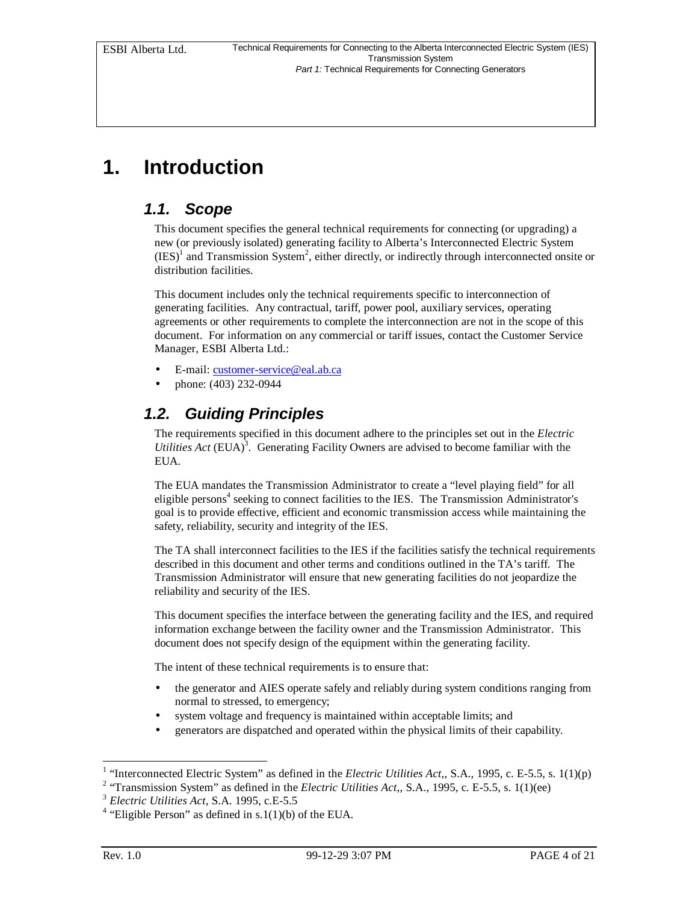# 1. Introduction

## 1.1. Scope

This document specifies the general technical requirements for connecting (or upgrading) a new (or previously isolated) generating facility to Alberta's Interconnected Electric System (IES)[1] and Transmission System[2], either directly, or indirectly through interconnected onsite or distribution facilities.

This document includes only the technical requirements specific to interconnection of generating facilities. Any contractual, tariff, power pool, auxiliary services, operating agreements or other requirements to complete the interconnection are not in the scope of this document. For information on any commercial or tariff issues, contact the Customer Service Manager, ESBI Alberta Ltd.:

- E-mail: customer-service@eal.ab.ca
- phone: (403) 232-0944

## 1.2. Guiding Principles

The requirements specified in this document adhere to the principles set out in the *Electric Utilities Act* (EUA)[3]. Generating Facility Owners are advised to become familiar with the EUA.

The EUA mandates the Transmission Administrator to create a "level playing field" for all eligible persons[4] seeking to connect facilities to the IES. The Transmission Administrator's goal is to provide effective, efficient and economic transmission access while maintaining the safety, reliability, security and integrity of the IES.

The TA shall interconnect facilities to the IES if the facilities satisfy the technical requirements described in this document and other terms and conditions outlined in the TA's tariff. The Transmission Administrator will ensure that new generating facilities do not jeopardize the reliability and security of the IES.

This document specifies the interface between the generating facility and the IES, and required information exchange between the facility owner and the Transmission Administrator. This document does not specify design of the equipment within the generating facility.

The intent of these technical requirements is to ensure that:

- the generator and AIES operate safely and reliably during system conditions ranging from normal to stressed, to emergency;
- system voltage and frequency is maintained within acceptable limits; and
- generators are dispatched and operated within the physical limits of their capability.

---

[1] "Interconnected Electric System" as defined in the *Electric Utilities Act,*, S.A., 1995, c. E-5.5, s. 1(1)(p)

[2] "Transmission System" as defined in the *Electric Utilities Act,*, S.A., 1995, c. E-5.5, s. 1(1)(ee)

[3] *Electric Utilities Act*, S.A. 1995, c.E-5.5

[4] "Eligible Person" as defined in s.1(1)(b) of the EUA.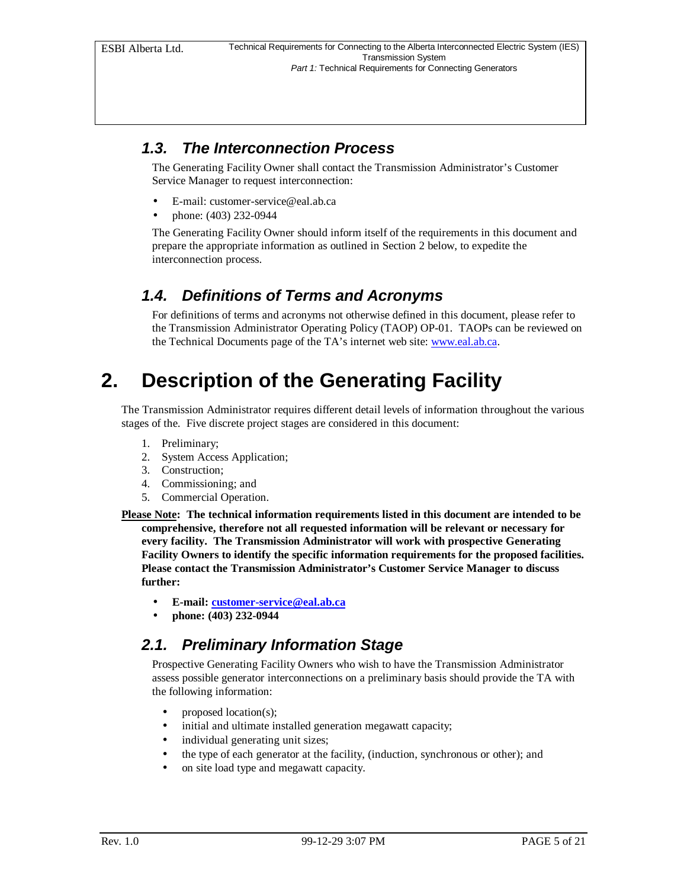### 1.3. The Interconnection Process

The Generating Facility Owner shall contact the Transmission Administrator's Customer Service Manager to request interconnection:

- E-mail: customer-service@eal.ab.ca
- phone: (403) 232-0944

The Generating Facility Owner should inform itself of the requirements in this document and prepare the appropriate information as outlined in Section 2 below, to expedite the interconnection process.

### 1.4. Definitions of Terms and Acronyms

For definitions of terms and acronyms not otherwise defined in this document, please refer to the Transmission Administrator Operating Policy (TAOP) OP-01. TAOPs can be reviewed on the Technical Documents page of the TA's internet web site: www.eal.ab.ca.

# 2. Description of the Generating Facility

The Transmission Administrator requires different detail levels of information throughout the various stages of the. Five discrete project stages are considered in this document:

1. Preliminary;
2. System Access Application;
3. Construction;
4. Commissioning; and
5. Commercial Operation.

**Please Note: The technical information requirements listed in this document are intended to be comprehensive, therefore not all requested information will be relevant or necessary for every facility. The Transmission Administrator will work with prospective Generating Facility Owners to identify the specific information requirements for the proposed facilities. Please contact the Transmission Administrator's Customer Service Manager to discuss further:**

- **E-mail: customer-service@eal.ab.ca**
- **phone: (403) 232-0944**

### 2.1. Preliminary Information Stage

Prospective Generating Facility Owners who wish to have the Transmission Administrator assess possible generator interconnections on a preliminary basis should provide the TA with the following information:

- proposed location(s);
- initial and ultimate installed generation megawatt capacity;
- individual generating unit sizes;
- the type of each generator at the facility, (induction, synchronous or other); and
- on site load type and megawatt capacity.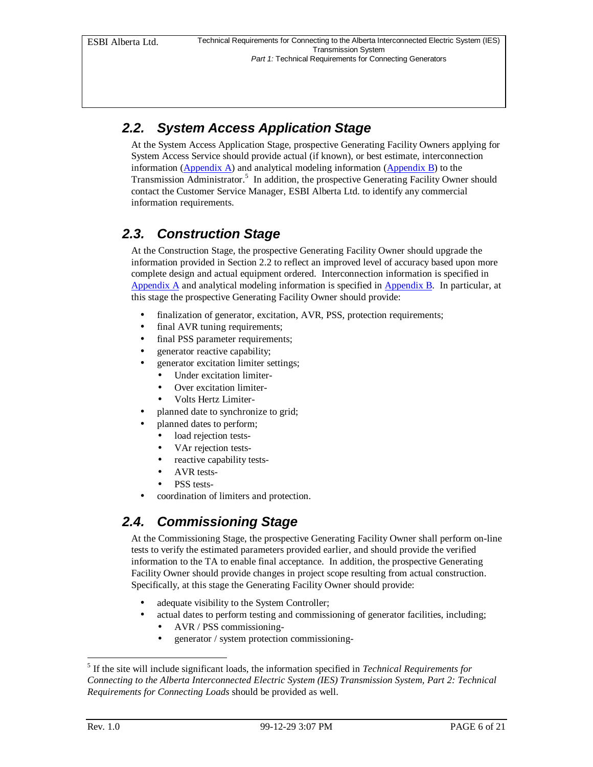## 2.2. System Access Application Stage

At the System Access Application Stage, prospective Generating Facility Owners applying for System Access Service should provide actual (if known), or best estimate, interconnection information (Appendix A) and analytical modeling information (Appendix B) to the Transmission Administrator.[5] In addition, the prospective Generating Facility Owner should contact the Customer Service Manager, ESBI Alberta Ltd. to identify any commercial information requirements.

## 2.3. Construction Stage

At the Construction Stage, the prospective Generating Facility Owner should upgrade the information provided in Section 2.2 to reflect an improved level of accuracy based upon more complete design and actual equipment ordered. Interconnection information is specified in Appendix A and analytical modeling information is specified in Appendix B. In particular, at this stage the prospective Generating Facility Owner should provide:

- finalization of generator, excitation, AVR, PSS, protection requirements;
- final AVR tuning requirements;
- final PSS parameter requirements;
- generator reactive capability;
- generator excitation limiter settings;
  - Under excitation limiter-
  - Over excitation limiter-
  - Volts Hertz Limiter-
- planned date to synchronize to grid;
- planned dates to perform;
  - load rejection tests-
  - VAr rejection tests-
  - reactive capability tests-
  - AVR tests-
  - PSS tests-
- coordination of limiters and protection.

## 2.4. Commissioning Stage

At the Commissioning Stage, the prospective Generating Facility Owner shall perform on-line tests to verify the estimated parameters provided earlier, and should provide the verified information to the TA to enable final acceptance. In addition, the prospective Generating Facility Owner should provide changes in project scope resulting from actual construction. Specifically, at this stage the Generating Facility Owner should provide:

- adequate visibility to the System Controller;
- actual dates to perform testing and commissioning of generator facilities, including;
  - AVR / PSS commissioning-
  - generator / system protection commissioning-

[5] If the site will include significant loads, the information specified in *Technical Requirements for Connecting to the Alberta Interconnected Electric System (IES) Transmission System, Part 2: Technical Requirements for Connecting Loads* should be provided as well.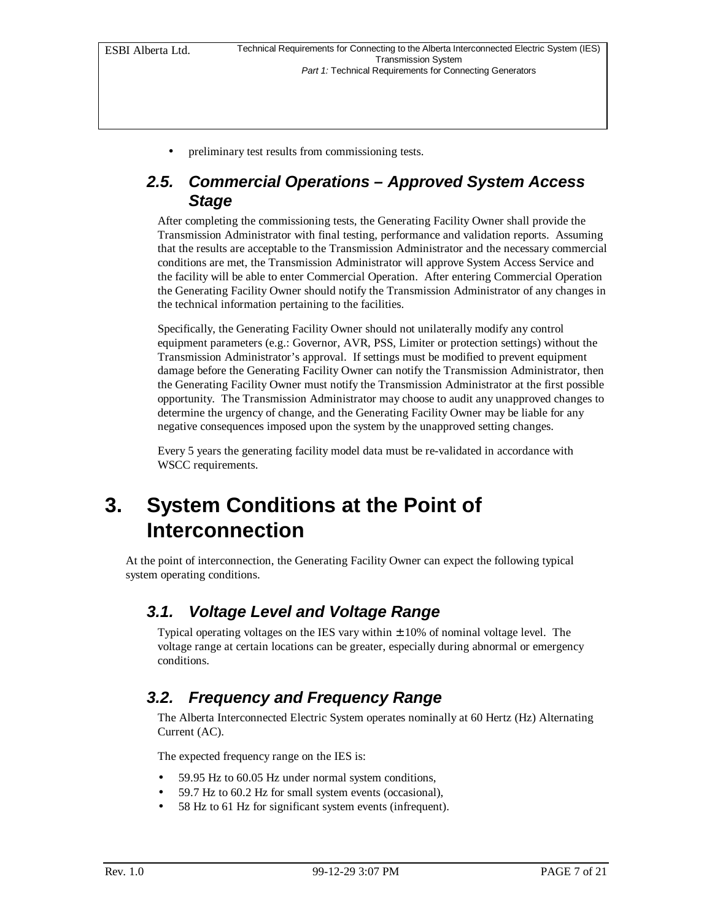- preliminary test results from commissioning tests.

## 2.5. Commercial Operations – Approved System Access Stage

After completing the commissioning tests, the Generating Facility Owner shall provide the Transmission Administrator with final testing, performance and validation reports. Assuming that the results are acceptable to the Transmission Administrator and the necessary commercial conditions are met, the Transmission Administrator will approve System Access Service and the facility will be able to enter Commercial Operation. After entering Commercial Operation the Generating Facility Owner should notify the Transmission Administrator of any changes in the technical information pertaining to the facilities.

Specifically, the Generating Facility Owner should not unilaterally modify any control equipment parameters (e.g.: Governor, AVR, PSS, Limiter or protection settings) without the Transmission Administrator's approval. If settings must be modified to prevent equipment damage before the Generating Facility Owner can notify the Transmission Administrator, then the Generating Facility Owner must notify the Transmission Administrator at the first possible opportunity. The Transmission Administrator may choose to audit any unapproved changes to determine the urgency of change, and the Generating Facility Owner may be liable for any negative consequences imposed upon the system by the unapproved setting changes.

Every 5 years the generating facility model data must be re-validated in accordance with WSCC requirements.

# 3. System Conditions at the Point of Interconnection

At the point of interconnection, the Generating Facility Owner can expect the following typical system operating conditions.

## 3.1. Voltage Level and Voltage Range

Typical operating voltages on the IES vary within ± 10% of nominal voltage level. The voltage range at certain locations can be greater, especially during abnormal or emergency conditions.

## 3.2. Frequency and Frequency Range

The Alberta Interconnected Electric System operates nominally at 60 Hertz (Hz) Alternating Current (AC).

The expected frequency range on the IES is:

- 59.95 Hz to 60.05 Hz under normal system conditions,
- 59.7 Hz to 60.2 Hz for small system events (occasional),
- 58 Hz to 61 Hz for significant system events (infrequent).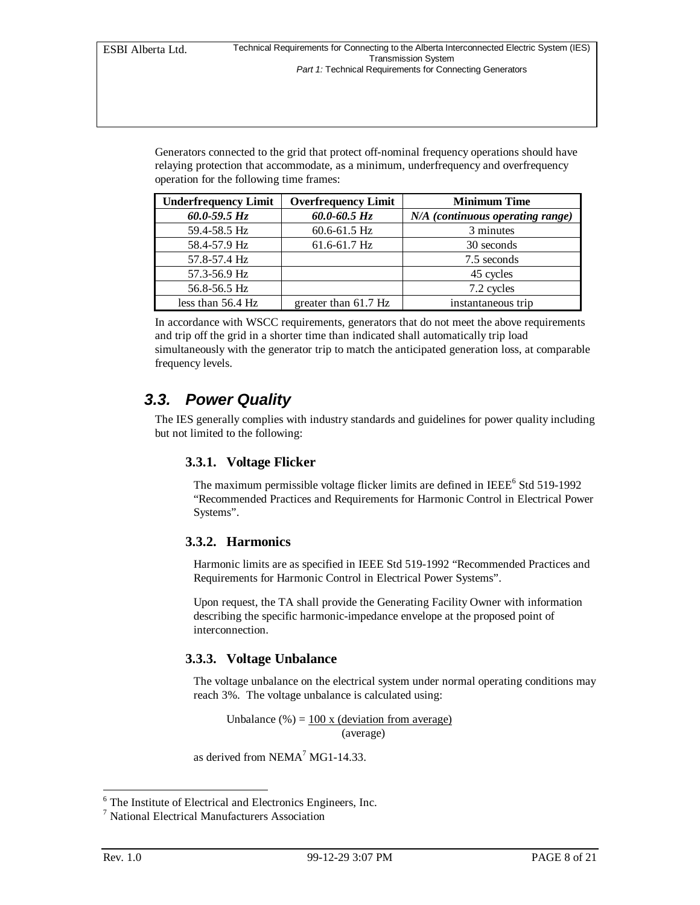Generators connected to the grid that protect off-nominal frequency operations should have relaying protection that accommodate, as a minimum, underfrequency and overfrequency operation for the following time frames:

| Underfrequency Limit | Overfrequency Limit | Minimum Time |
|---|---|---|
| ***60.0-59.5 Hz*** | ***60.0-60.5 Hz*** | ***N/A (continuous operating range)*** |
| 59.4-58.5 Hz | 60.6-61.5 Hz | 3 minutes |
| 58.4-57.9 Hz | 61.6-61.7 Hz | 30 seconds |
| 57.8-57.4 Hz | | 7.5 seconds |
| 57.3-56.9 Hz | | 45 cycles |
| 56.8-56.5 Hz | | 7.2 cycles |
| less than 56.4 Hz | greater than 61.7 Hz | instantaneous trip |

In accordance with WSCC requirements, generators that do not meet the above requirements and trip off the grid in a shorter time than indicated shall automatically trip load simultaneously with the generator trip to match the anticipated generation loss, at comparable frequency levels.

## 3.3. Power Quality

The IES generally complies with industry standards and guidelines for power quality including but not limited to the following:

### 3.3.1. Voltage Flicker

The maximum permissible voltage flicker limits are defined in IEEE[6] Std 519-1992 "Recommended Practices and Requirements for Harmonic Control in Electrical Power Systems".

### 3.3.2. Harmonics

Harmonic limits are as specified in IEEE Std 519-1992 "Recommended Practices and Requirements for Harmonic Control in Electrical Power Systems".

Upon request, the TA shall provide the Generating Facility Owner with information describing the specific harmonic-impedance envelope at the proposed point of interconnection.

### 3.3.3. Voltage Unbalance

The voltage unbalance on the electrical system under normal operating conditions may reach 3%. The voltage unbalance is calculated using:

$$\text{Unbalance (\%)} = \frac{100 \times \text{(deviation from average)}}{\text{(average)}}$$

as derived from NEMA[7] MG1-14.33.

---

[6] The Institute of Electrical and Electronics Engineers, Inc.

[7] National Electrical Manufacturers Association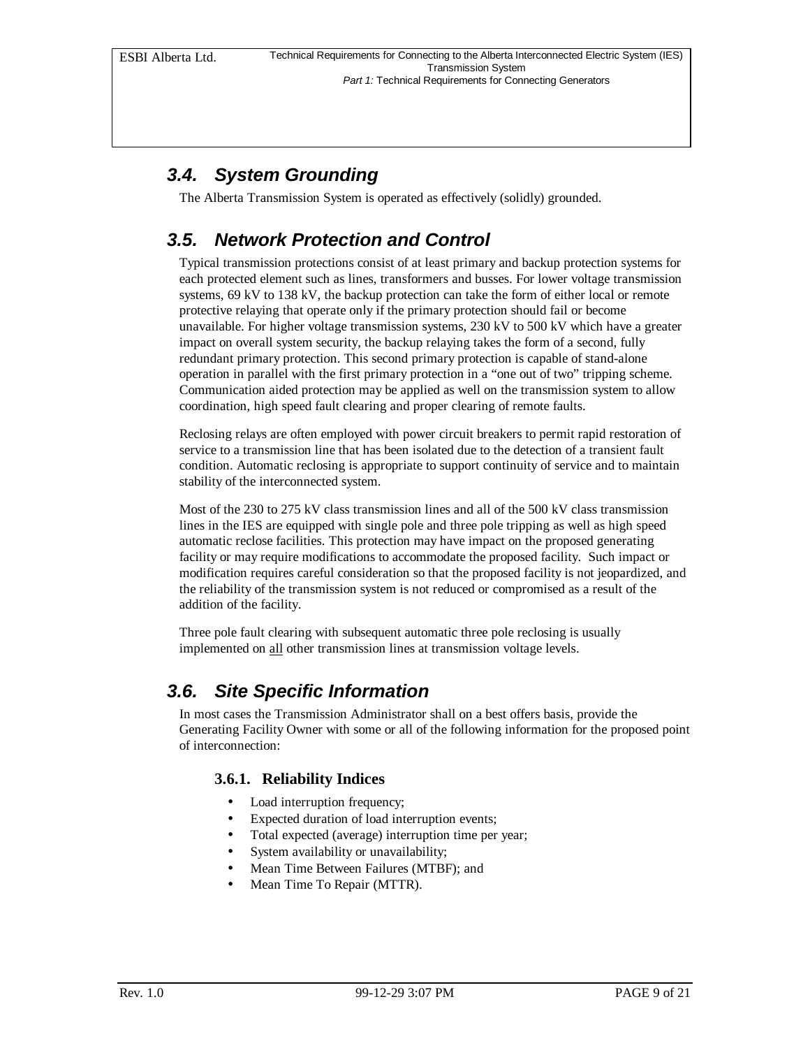## 3.4. System Grounding

The Alberta Transmission System is operated as effectively (solidly) grounded.

## 3.5. Network Protection and Control

Typical transmission protections consist of at least primary and backup protection systems for each protected element such as lines, transformers and busses. For lower voltage transmission systems, 69 kV to 138 kV, the backup protection can take the form of either local or remote protective relaying that operate only if the primary protection should fail or become unavailable. For higher voltage transmission systems, 230 kV to 500 kV which have a greater impact on overall system security, the backup relaying takes the form of a second, fully redundant primary protection. This second primary protection is capable of stand-alone operation in parallel with the first primary protection in a "one out of two" tripping scheme. Communication aided protection may be applied as well on the transmission system to allow coordination, high speed fault clearing and proper clearing of remote faults.

Reclosing relays are often employed with power circuit breakers to permit rapid restoration of service to a transmission line that has been isolated due to the detection of a transient fault condition. Automatic reclosing is appropriate to support continuity of service and to maintain stability of the interconnected system.

Most of the 230 to 275 kV class transmission lines and all of the 500 kV class transmission lines in the IES are equipped with single pole and three pole tripping as well as high speed automatic reclose facilities. This protection may have impact on the proposed generating facility or may require modifications to accommodate the proposed facility. Such impact or modification requires careful consideration so that the proposed facility is not jeopardized, and the reliability of the transmission system is not reduced or compromised as a result of the addition of the facility.

Three pole fault clearing with subsequent automatic three pole reclosing is usually implemented on <u>all</u> other transmission lines at transmission voltage levels.

## 3.6. Site Specific Information

In most cases the Transmission Administrator shall on a best offers basis, provide the Generating Facility Owner with some or all of the following information for the proposed point of interconnection:

### 3.6.1. Reliability Indices

- Load interruption frequency;
- Expected duration of load interruption events;
- Total expected (average) interruption time per year;
- System availability or unavailability;
- Mean Time Between Failures (MTBF); and
- Mean Time To Repair (MTTR).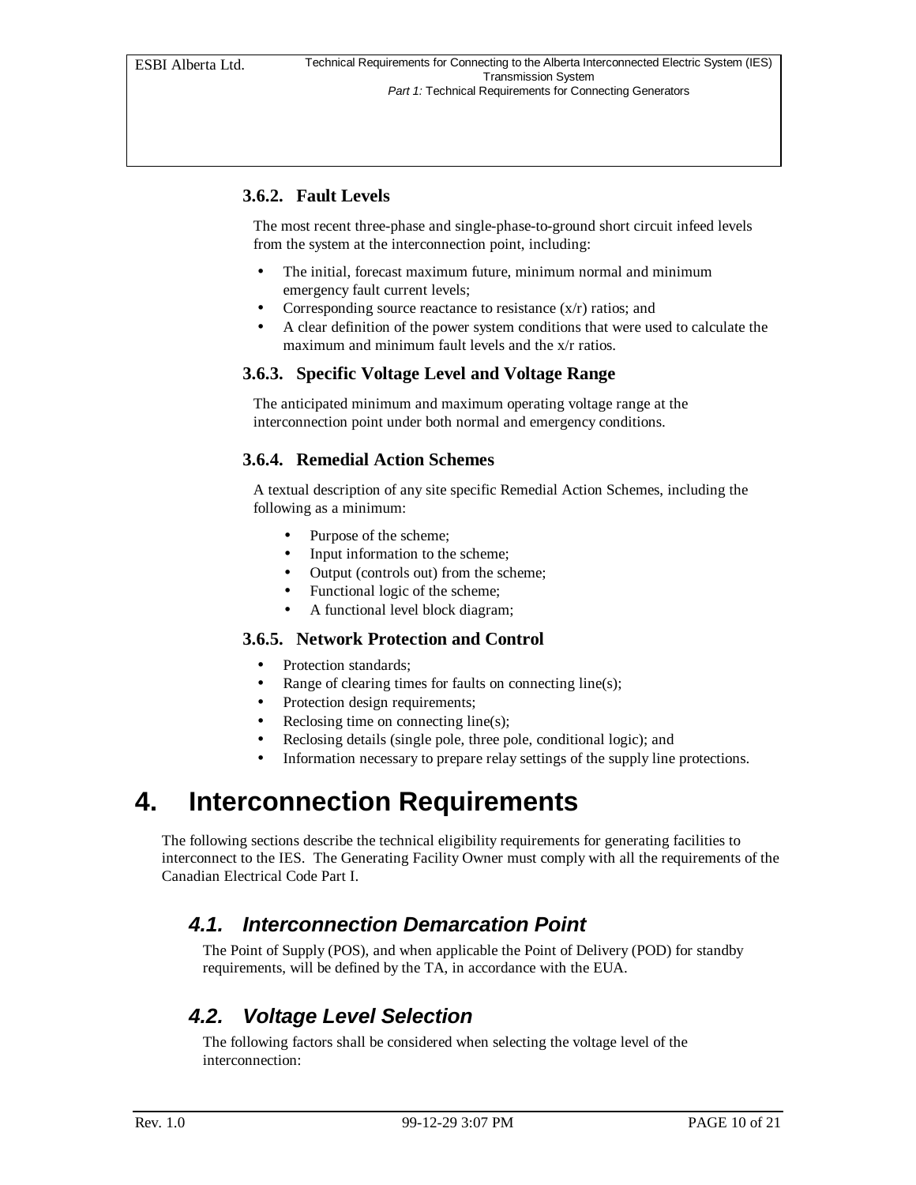### 3.6.2. Fault Levels

The most recent three-phase and single-phase-to-ground short circuit infeed levels from the system at the interconnection point, including:

- The initial, forecast maximum future, minimum normal and minimum emergency fault current levels;
- Corresponding source reactance to resistance (x/r) ratios; and
- A clear definition of the power system conditions that were used to calculate the maximum and minimum fault levels and the x/r ratios.

### 3.6.3. Specific Voltage Level and Voltage Range

The anticipated minimum and maximum operating voltage range at the interconnection point under both normal and emergency conditions.

### 3.6.4. Remedial Action Schemes

A textual description of any site specific Remedial Action Schemes, including the following as a minimum:

- Purpose of the scheme;
- Input information to the scheme;
- Output (controls out) from the scheme;
- Functional logic of the scheme;
- A functional level block diagram;

### 3.6.5. Network Protection and Control

- Protection standards;
- Range of clearing times for faults on connecting line(s);
- Protection design requirements;
- Reclosing time on connecting line(s);
- Reclosing details (single pole, three pole, conditional logic); and
- Information necessary to prepare relay settings of the supply line protections.

# 4. Interconnection Requirements

The following sections describe the technical eligibility requirements for generating facilities to interconnect to the IES. The Generating Facility Owner must comply with all the requirements of the Canadian Electrical Code Part I.

## *4.1. Interconnection Demarcation Point*

The Point of Supply (POS), and when applicable the Point of Delivery (POD) for standby requirements, will be defined by the TA, in accordance with the EUA.

## *4.2. Voltage Level Selection*

The following factors shall be considered when selecting the voltage level of the interconnection: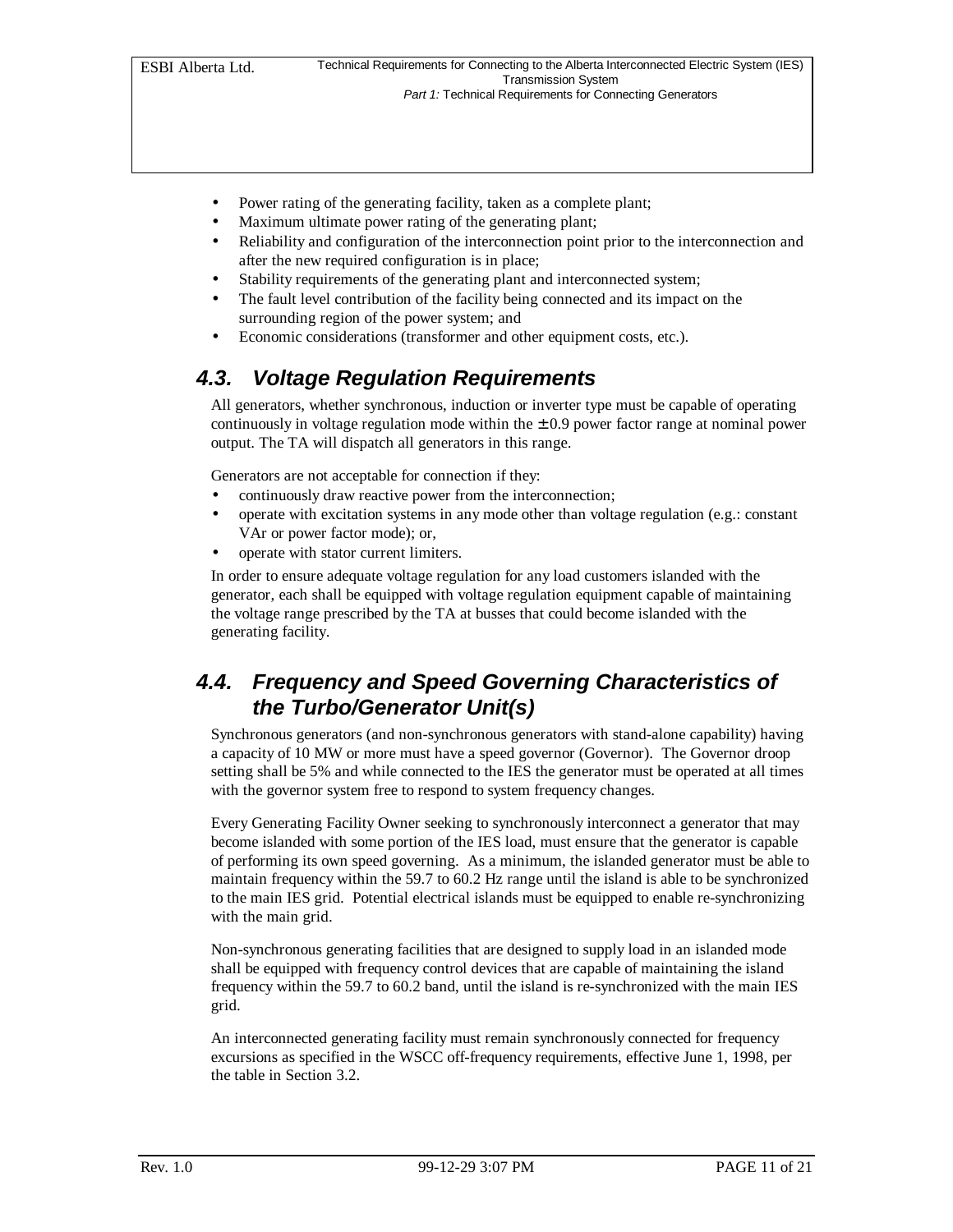- Power rating of the generating facility, taken as a complete plant;
- Maximum ultimate power rating of the generating plant;
- Reliability and configuration of the interconnection point prior to the interconnection and after the new required configuration is in place;
- Stability requirements of the generating plant and interconnected system;
- The fault level contribution of the facility being connected and its impact on the surrounding region of the power system; and
- Economic considerations (transformer and other equipment costs, etc.).

## 4.3. Voltage Regulation Requirements

All generators, whether synchronous, induction or inverter type must be capable of operating continuously in voltage regulation mode within the ± 0.9 power factor range at nominal power output. The TA will dispatch all generators in this range.

Generators are not acceptable for connection if they:

- continuously draw reactive power from the interconnection;
- operate with excitation systems in any mode other than voltage regulation (e.g.: constant VAr or power factor mode); or,
- operate with stator current limiters.

In order to ensure adequate voltage regulation for any load customers islanded with the generator, each shall be equipped with voltage regulation equipment capable of maintaining the voltage range prescribed by the TA at busses that could become islanded with the generating facility.

## 4.4. Frequency and Speed Governing Characteristics of the Turbo/Generator Unit(s)

Synchronous generators (and non-synchronous generators with stand-alone capability) having a capacity of 10 MW or more must have a speed governor (Governor). The Governor droop setting shall be 5% and while connected to the IES the generator must be operated at all times with the governor system free to respond to system frequency changes.

Every Generating Facility Owner seeking to synchronously interconnect a generator that may become islanded with some portion of the IES load, must ensure that the generator is capable of performing its own speed governing. As a minimum, the islanded generator must be able to maintain frequency within the 59.7 to 60.2 Hz range until the island is able to be synchronized to the main IES grid. Potential electrical islands must be equipped to enable re-synchronizing with the main grid.

Non-synchronous generating facilities that are designed to supply load in an islanded mode shall be equipped with frequency control devices that are capable of maintaining the island frequency within the 59.7 to 60.2 band, until the island is re-synchronized with the main IES grid.

An interconnected generating facility must remain synchronously connected for frequency excursions as specified in the WSCC off-frequency requirements, effective June 1, 1998, per the table in Section 3.2.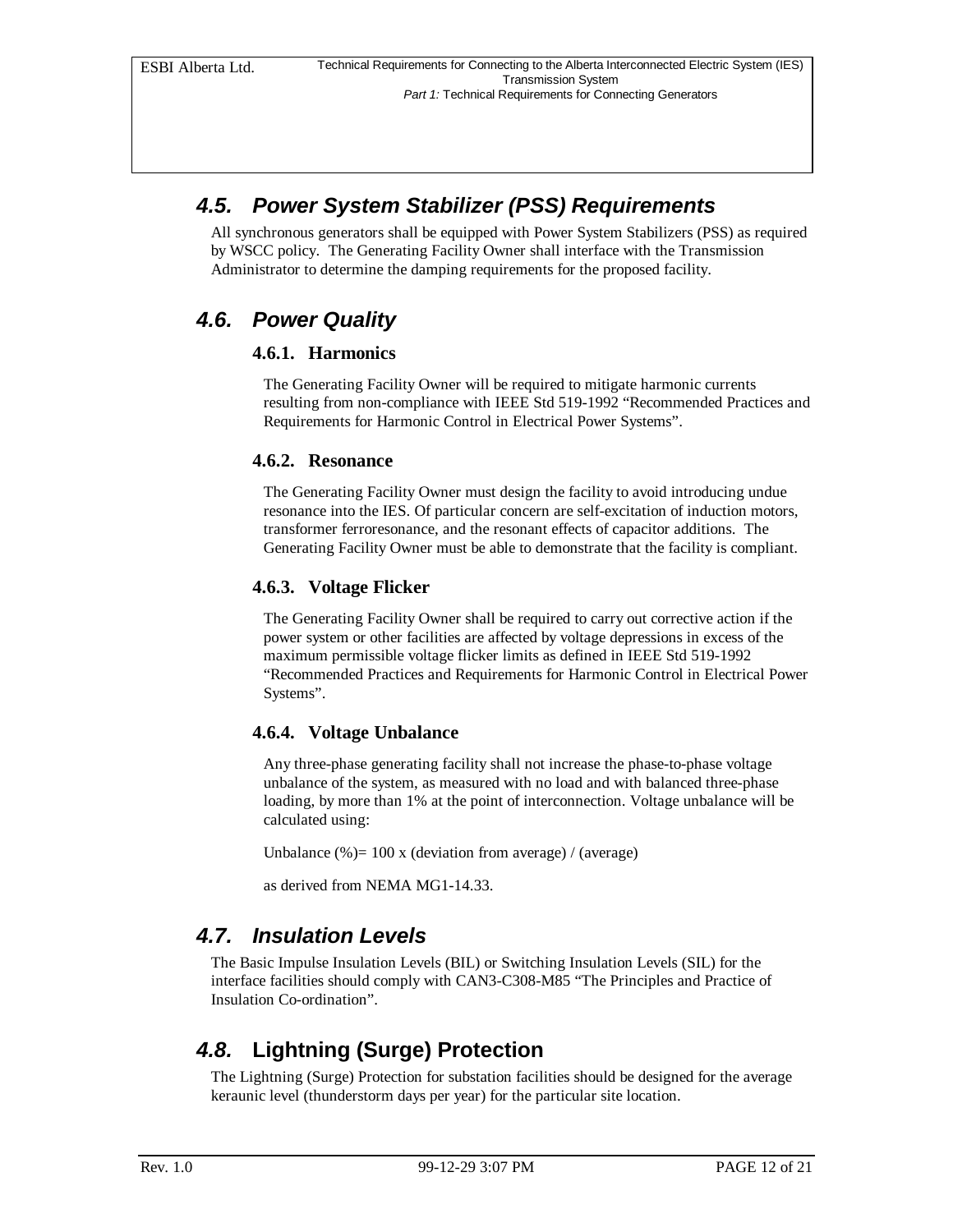## 4.5. Power System Stabilizer (PSS) Requirements

All synchronous generators shall be equipped with Power System Stabilizers (PSS) as required by WSCC policy. The Generating Facility Owner shall interface with the Transmission Administrator to determine the damping requirements for the proposed facility.

## 4.6. Power Quality

### 4.6.1. Harmonics

The Generating Facility Owner will be required to mitigate harmonic currents resulting from non-compliance with IEEE Std 519-1992 "Recommended Practices and Requirements for Harmonic Control in Electrical Power Systems".

### 4.6.2. Resonance

The Generating Facility Owner must design the facility to avoid introducing undue resonance into the IES. Of particular concern are self-excitation of induction motors, transformer ferroresonance, and the resonant effects of capacitor additions. The Generating Facility Owner must be able to demonstrate that the facility is compliant.

### 4.6.3. Voltage Flicker

The Generating Facility Owner shall be required to carry out corrective action if the power system or other facilities are affected by voltage depressions in excess of the maximum permissible voltage flicker limits as defined in IEEE Std 519-1992 "Recommended Practices and Requirements for Harmonic Control in Electrical Power Systems".

### 4.6.4. Voltage Unbalance

Any three-phase generating facility shall not increase the phase-to-phase voltage unbalance of the system, as measured with no load and with balanced three-phase loading, by more than 1% at the point of interconnection. Voltage unbalance will be calculated using:

Unbalance (%)= 100 x (deviation from average) / (average)

as derived from NEMA MG1-14.33.

## 4.7. Insulation Levels

The Basic Impulse Insulation Levels (BIL) or Switching Insulation Levels (SIL) for the interface facilities should comply with CAN3-C308-M85 "The Principles and Practice of Insulation Co-ordination".

## 4.8. Lightning (Surge) Protection

The Lightning (Surge) Protection for substation facilities should be designed for the average keraunic level (thunderstorm days per year) for the particular site location.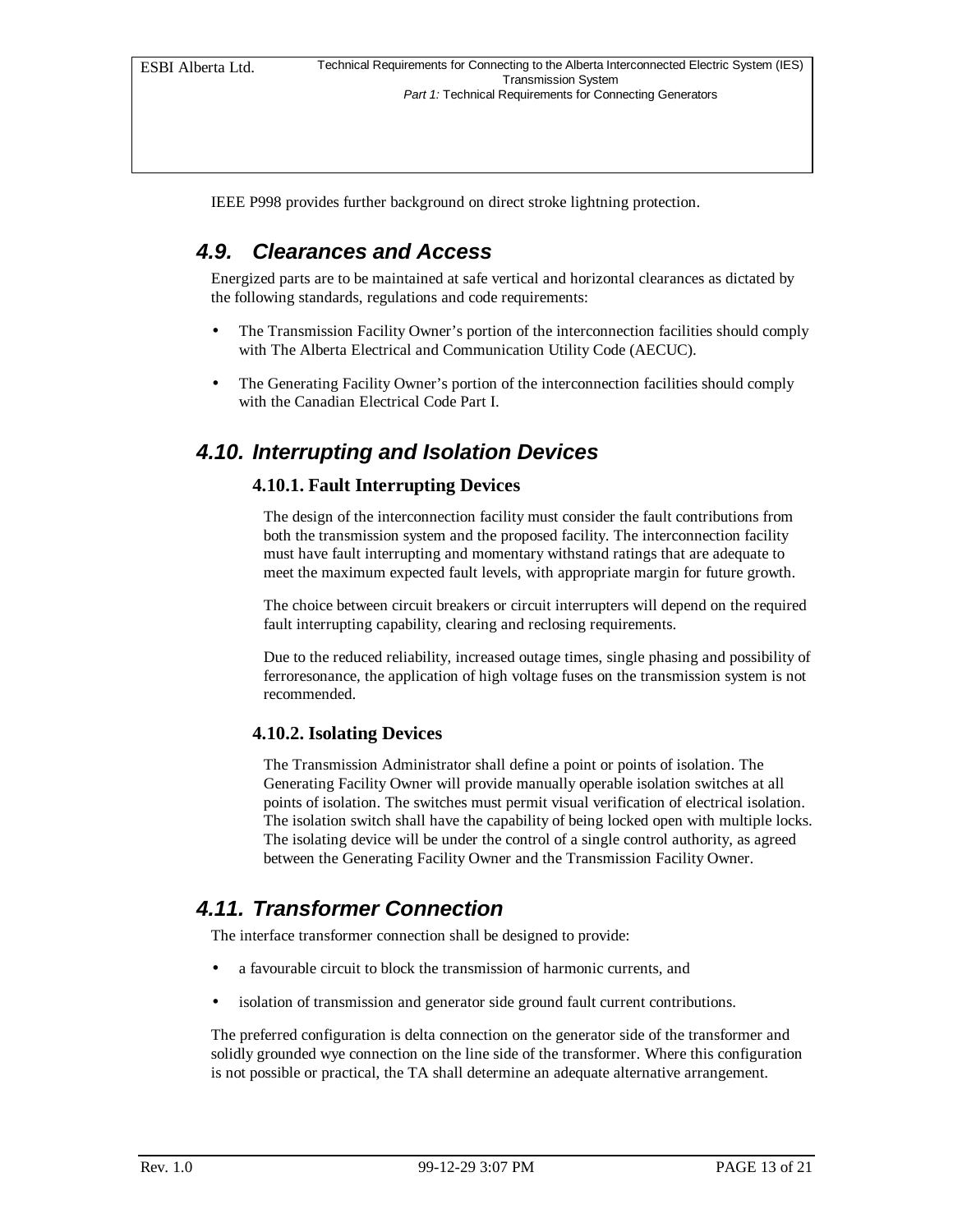IEEE P998 provides further background on direct stroke lightning protection.

## *4.9. Clearances and Access*

Energized parts are to be maintained at safe vertical and horizontal clearances as dictated by the following standards, regulations and code requirements:

- The Transmission Facility Owner's portion of the interconnection facilities should comply with The Alberta Electrical and Communication Utility Code (AECUC).
- The Generating Facility Owner's portion of the interconnection facilities should comply with the Canadian Electrical Code Part I.

## *4.10. Interrupting and Isolation Devices*

### 4.10.1. Fault Interrupting Devices

The design of the interconnection facility must consider the fault contributions from both the transmission system and the proposed facility. The interconnection facility must have fault interrupting and momentary withstand ratings that are adequate to meet the maximum expected fault levels, with appropriate margin for future growth.

The choice between circuit breakers or circuit interrupters will depend on the required fault interrupting capability, clearing and reclosing requirements.

Due to the reduced reliability, increased outage times, single phasing and possibility of ferroresonance, the application of high voltage fuses on the transmission system is not recommended.

### 4.10.2. Isolating Devices

The Transmission Administrator shall define a point or points of isolation. The Generating Facility Owner will provide manually operable isolation switches at all points of isolation. The switches must permit visual verification of electrical isolation. The isolation switch shall have the capability of being locked open with multiple locks. The isolating device will be under the control of a single control authority, as agreed between the Generating Facility Owner and the Transmission Facility Owner.

## *4.11. Transformer Connection*

The interface transformer connection shall be designed to provide:

- a favourable circuit to block the transmission of harmonic currents, and
- isolation of transmission and generator side ground fault current contributions.

The preferred configuration is delta connection on the generator side of the transformer and solidly grounded wye connection on the line side of the transformer. Where this configuration is not possible or practical, the TA shall determine an adequate alternative arrangement.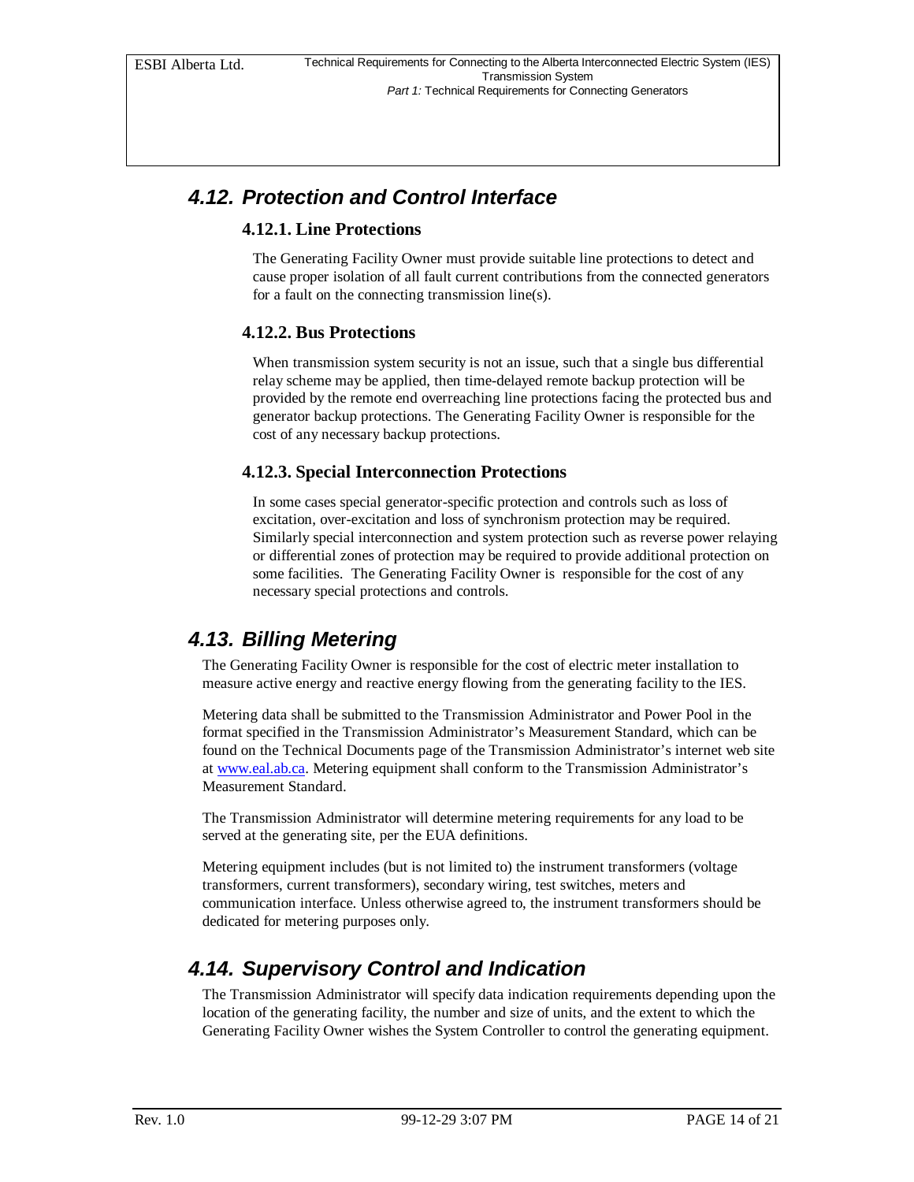## 4.12. Protection and Control Interface

### 4.12.1. Line Protections

The Generating Facility Owner must provide suitable line protections to detect and cause proper isolation of all fault current contributions from the connected generators for a fault on the connecting transmission line(s).

### 4.12.2. Bus Protections

When transmission system security is not an issue, such that a single bus differential relay scheme may be applied, then time-delayed remote backup protection will be provided by the remote end overreaching line protections facing the protected bus and generator backup protections. The Generating Facility Owner is responsible for the cost of any necessary backup protections.

### 4.12.3. Special Interconnection Protections

In some cases special generator-specific protection and controls such as loss of excitation, over-excitation and loss of synchronism protection may be required. Similarly special interconnection and system protection such as reverse power relaying or differential zones of protection may be required to provide additional protection on some facilities. The Generating Facility Owner is responsible for the cost of any necessary special protections and controls.

## 4.13. Billing Metering

The Generating Facility Owner is responsible for the cost of electric meter installation to measure active energy and reactive energy flowing from the generating facility to the IES.

Metering data shall be submitted to the Transmission Administrator and Power Pool in the format specified in the Transmission Administrator's Measurement Standard, which can be found on the Technical Documents page of the Transmission Administrator's internet web site at www.eal.ab.ca. Metering equipment shall conform to the Transmission Administrator's Measurement Standard.

The Transmission Administrator will determine metering requirements for any load to be served at the generating site, per the EUA definitions.

Metering equipment includes (but is not limited to) the instrument transformers (voltage transformers, current transformers), secondary wiring, test switches, meters and communication interface. Unless otherwise agreed to, the instrument transformers should be dedicated for metering purposes only.

## 4.14. Supervisory Control and Indication

The Transmission Administrator will specify data indication requirements depending upon the location of the generating facility, the number and size of units, and the extent to which the Generating Facility Owner wishes the System Controller to control the generating equipment.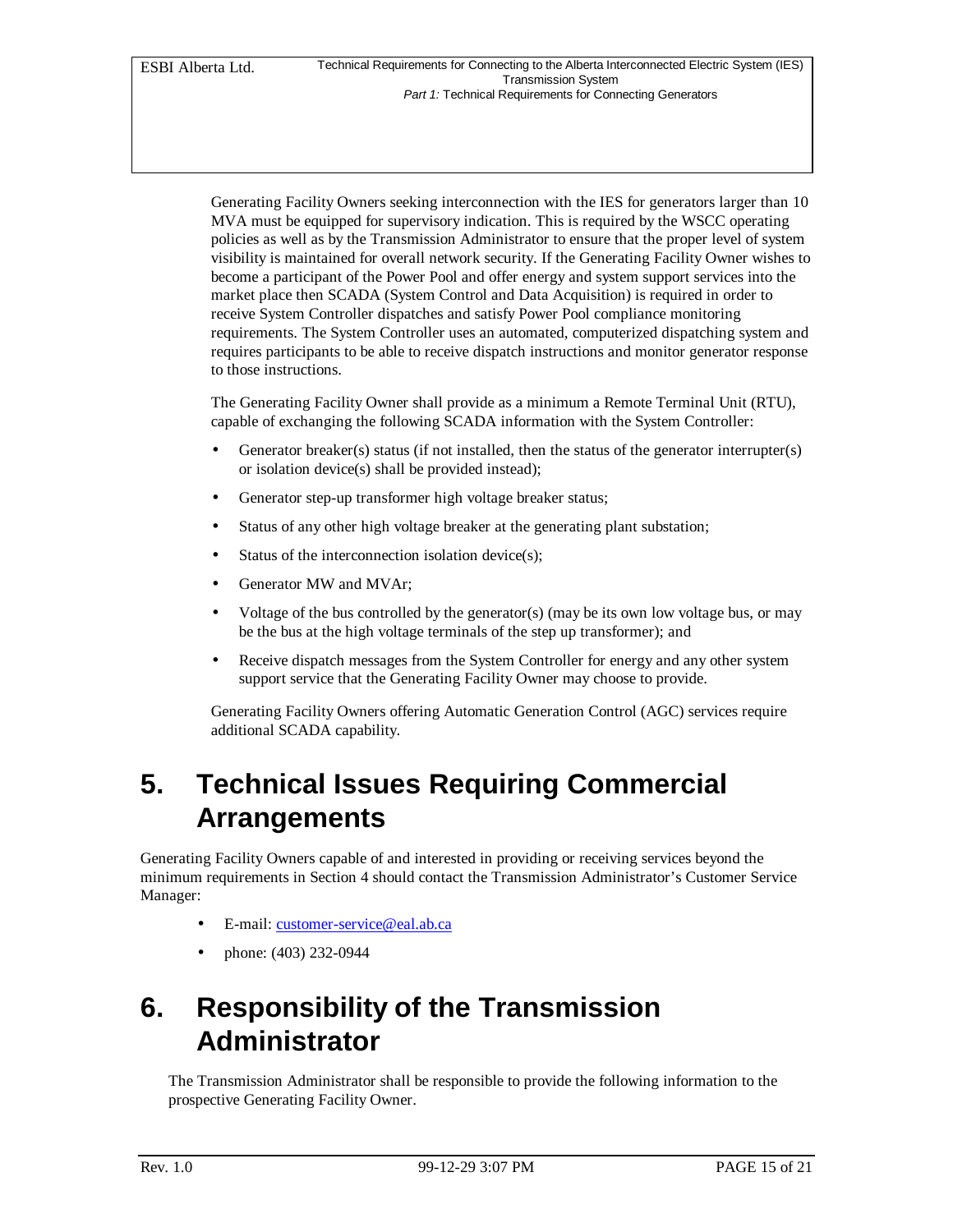Generating Facility Owners seeking interconnection with the IES for generators larger than 10 MVA must be equipped for supervisory indication. This is required by the WSCC operating policies as well as by the Transmission Administrator to ensure that the proper level of system visibility is maintained for overall network security. If the Generating Facility Owner wishes to become a participant of the Power Pool and offer energy and system support services into the market place then SCADA (System Control and Data Acquisition) is required in order to receive System Controller dispatches and satisfy Power Pool compliance monitoring requirements. The System Controller uses an automated, computerized dispatching system and requires participants to be able to receive dispatch instructions and monitor generator response to those instructions.

The Generating Facility Owner shall provide as a minimum a Remote Terminal Unit (RTU), capable of exchanging the following SCADA information with the System Controller:

- Generator breaker(s) status (if not installed, then the status of the generator interrupter(s) or isolation device(s) shall be provided instead);
- Generator step-up transformer high voltage breaker status;
- Status of any other high voltage breaker at the generating plant substation;
- Status of the interconnection isolation device(s);
- Generator MW and MVAr;
- Voltage of the bus controlled by the generator(s) (may be its own low voltage bus, or may be the bus at the high voltage terminals of the step up transformer); and
- Receive dispatch messages from the System Controller for energy and any other system support service that the Generating Facility Owner may choose to provide.

Generating Facility Owners offering Automatic Generation Control (AGC) services require additional SCADA capability.

# 5. Technical Issues Requiring Commercial Arrangements

Generating Facility Owners capable of and interested in providing or receiving services beyond the minimum requirements in Section 4 should contact the Transmission Administrator's Customer Service Manager:

- E-mail: customer-service@eal.ab.ca
- phone: (403) 232-0944

# 6. Responsibility of the Transmission Administrator

The Transmission Administrator shall be responsible to provide the following information to the prospective Generating Facility Owner.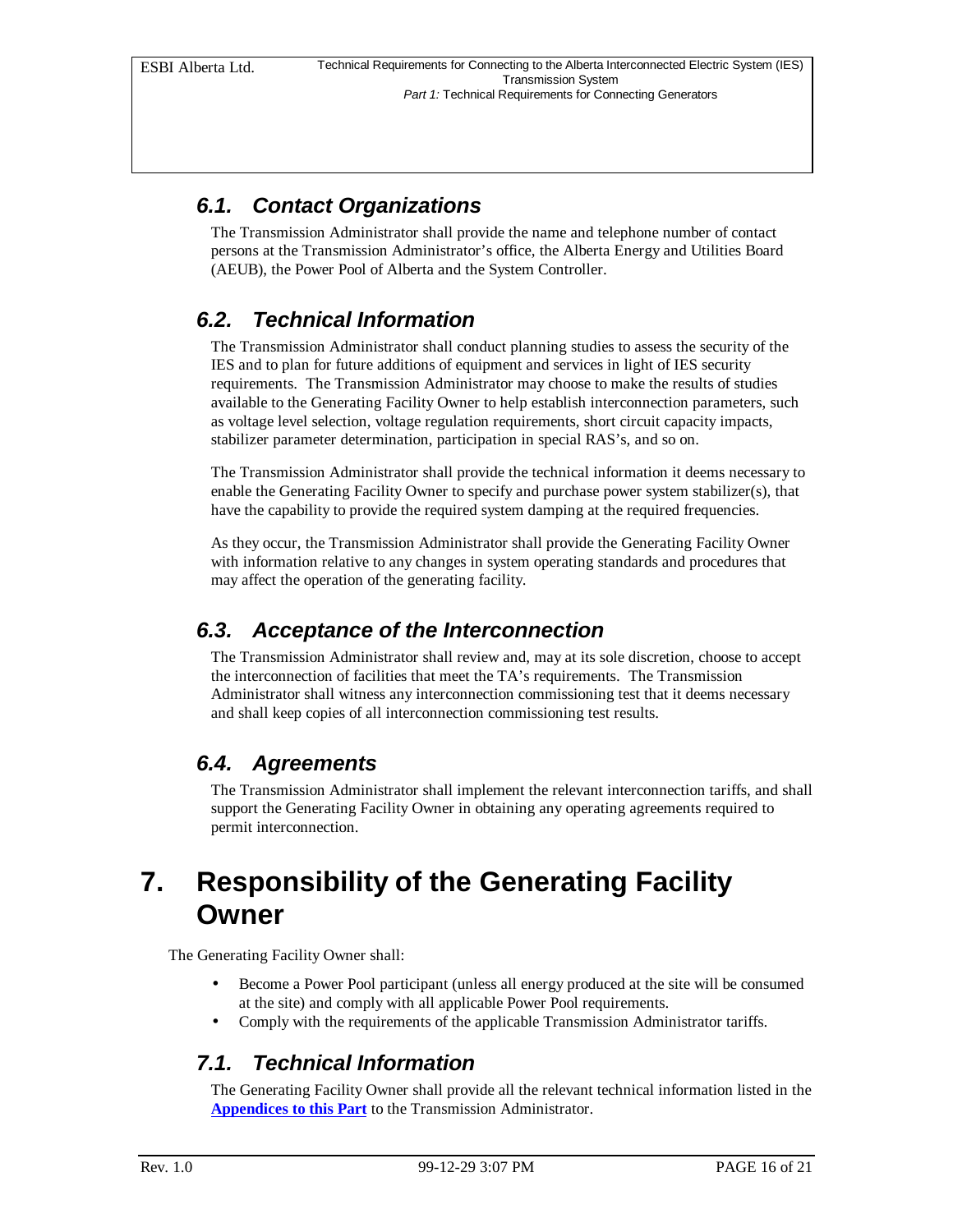### *6.1. Contact Organizations*

The Transmission Administrator shall provide the name and telephone number of contact persons at the Transmission Administrator's office, the Alberta Energy and Utilities Board (AEUB), the Power Pool of Alberta and the System Controller.

### *6.2. Technical Information*

The Transmission Administrator shall conduct planning studies to assess the security of the IES and to plan for future additions of equipment and services in light of IES security requirements. The Transmission Administrator may choose to make the results of studies available to the Generating Facility Owner to help establish interconnection parameters, such as voltage level selection, voltage regulation requirements, short circuit capacity impacts, stabilizer parameter determination, participation in special RAS's, and so on.

The Transmission Administrator shall provide the technical information it deems necessary to enable the Generating Facility Owner to specify and purchase power system stabilizer(s), that have the capability to provide the required system damping at the required frequencies.

As they occur, the Transmission Administrator shall provide the Generating Facility Owner with information relative to any changes in system operating standards and procedures that may affect the operation of the generating facility.

### *6.3. Acceptance of the Interconnection*

The Transmission Administrator shall review and, may at its sole discretion, choose to accept the interconnection of facilities that meet the TA's requirements. The Transmission Administrator shall witness any interconnection commissioning test that it deems necessary and shall keep copies of all interconnection commissioning test results.

### *6.4. Agreements*

The Transmission Administrator shall implement the relevant interconnection tariffs, and shall support the Generating Facility Owner in obtaining any operating agreements required to permit interconnection.

## 7. Responsibility of the Generating Facility Owner

The Generating Facility Owner shall:

- Become a Power Pool participant (unless all energy produced at the site will be consumed at the site) and comply with all applicable Power Pool requirements.
- Comply with the requirements of the applicable Transmission Administrator tariffs.

### *7.1. Technical Information*

The Generating Facility Owner shall provide all the relevant technical information listed in the **Appendices to this Part** to the Transmission Administrator.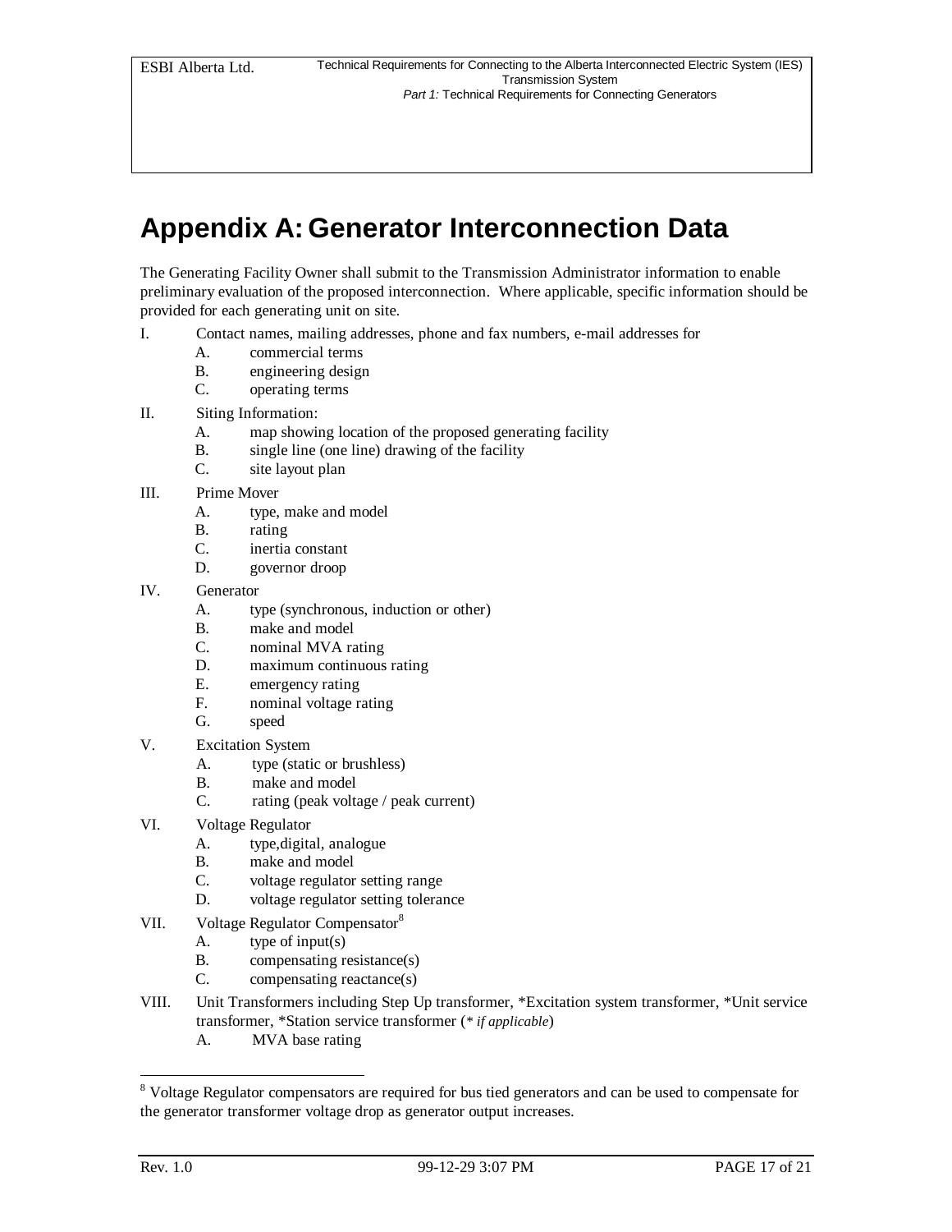# Appendix A: Generator Interconnection Data

The Generating Facility Owner shall submit to the Transmission Administrator information to enable preliminary evaluation of the proposed interconnection. Where applicable, specific information should be provided for each generating unit on site.

I. Contact names, mailing addresses, phone and fax numbers, e-mail addresses for
   - A. commercial terms
   - B. engineering design
   - C. operating terms

II. Siting Information:
   - A. map showing location of the proposed generating facility
   - B. single line (one line) drawing of the facility
   - C. site layout plan

III. Prime Mover
   - A. type, make and model
   - B. rating
   - C. inertia constant
   - D. governor droop

IV. Generator
   - A. type (synchronous, induction or other)
   - B. make and model
   - C. nominal MVA rating
   - D. maximum continuous rating
   - E. emergency rating
   - F. nominal voltage rating
   - G. speed

V. Excitation System
   - A. type (static or brushless)
   - B. make and model
   - C. rating (peak voltage / peak current)

VI. Voltage Regulator
   - A. type,digital, analogue
   - B. make and model
   - C. voltage regulator setting range
   - D. voltage regulator setting tolerance

VII. Voltage Regulator Compensator[8]
   - A. type of input(s)
   - B. compensating resistance(s)
   - C. compensating reactance(s)

VIII. Unit Transformers including Step Up transformer, *Excitation system transformer, *Unit service transformer, *Station service transformer (* *if applicable*)
   - A. MVA base rating

---

[8] Voltage Regulator compensators are required for bus tied generators and can be used to compensate for the generator transformer voltage drop as generator output increases.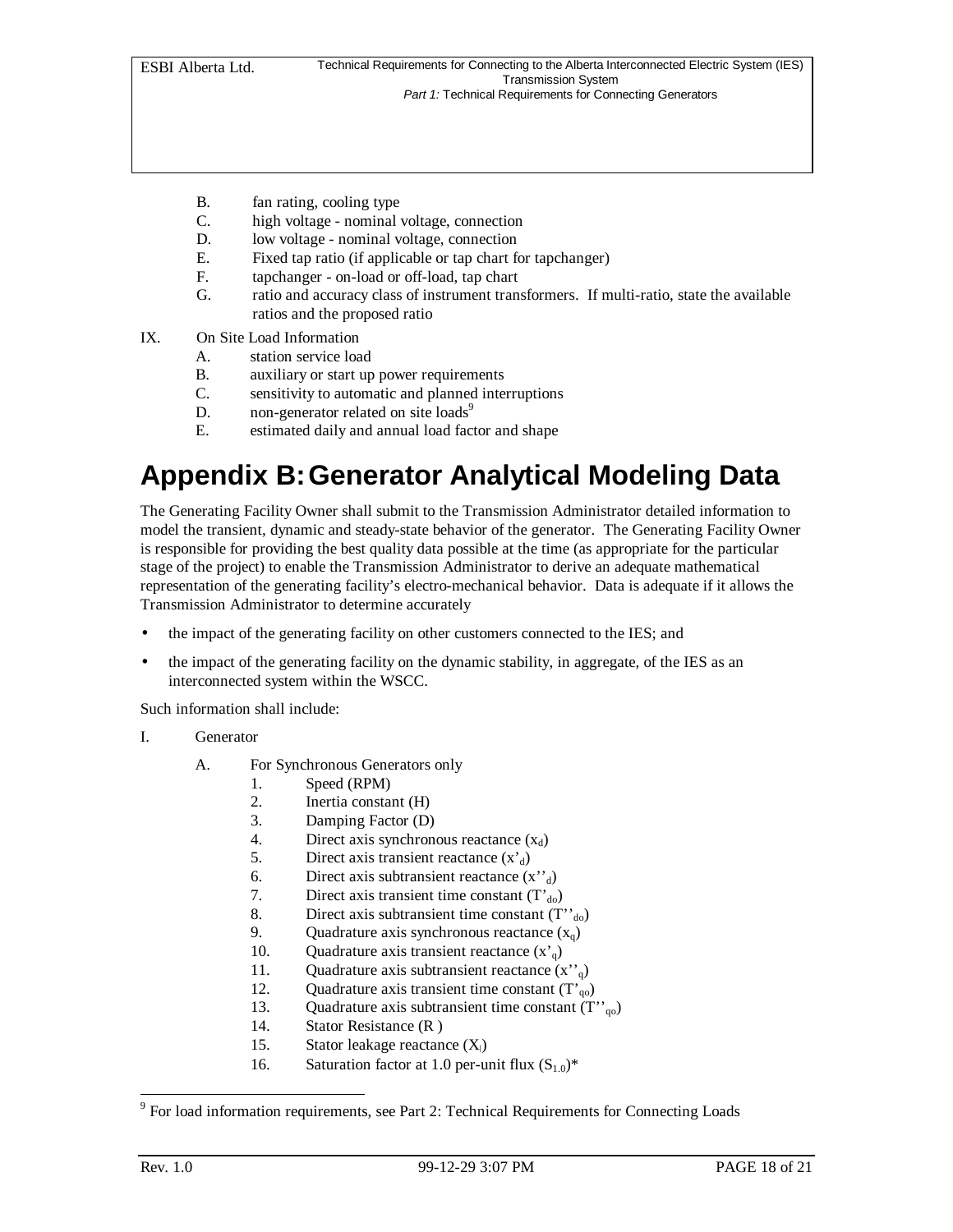B. fan rating, cooling type
C. high voltage - nominal voltage, connection
D. low voltage - nominal voltage, connection
E. Fixed tap ratio (if applicable or tap chart for tapchanger)
F. tapchanger - on-load or off-load, tap chart
G. ratio and accuracy class of instrument transformers. If multi-ratio, state the available ratios and the proposed ratio

IX. On Site Load Information
  A. station service load
  B. auxiliary or start up power requirements
  C. sensitivity to automatic and planned interruptions
  D. non-generator related on site loads[9]
  E. estimated daily and annual load factor and shape

# Appendix B: Generator Analytical Modeling Data

The Generating Facility Owner shall submit to the Transmission Administrator detailed information to model the transient, dynamic and steady-state behavior of the generator. The Generating Facility Owner is responsible for providing the best quality data possible at the time (as appropriate for the particular stage of the project) to enable the Transmission Administrator to derive an adequate mathematical representation of the generating facility's electro-mechanical behavior. Data is adequate if it allows the Transmission Administrator to determine accurately

- the impact of the generating facility on other customers connected to the IES; and
- the impact of the generating facility on the dynamic stability, in aggregate, of the IES as an interconnected system within the WSCC.

Such information shall include:

I. Generator

  A. For Synchronous Generators only
    1. Speed (RPM)
    2. Inertia constant (H)
    3. Damping Factor (D)
    4. Direct axis synchronous reactance ($x_d$)
    5. Direct axis transient reactance ($x'_d$)
    6. Direct axis subtransient reactance ($x''_d$)
    7. Direct axis transient time constant ($T'_{do}$)
    8. Direct axis subtransient time constant ($T''_{do}$)
    9. Quadrature axis synchronous reactance ($x_q$)
    10. Quadrature axis transient reactance ($x'_q$)
    11. Quadrature axis subtransient reactance ($x''_q$)
    12. Quadrature axis transient time constant ($T'_{qo}$)
    13. Quadrature axis subtransient time constant ($T''_{qo}$)
    14. Stator Resistance (R )
    15. Stator leakage reactance ($X_l$)
    16. Saturation factor at 1.0 per-unit flux ($S_{1.0}$)*

[9] For load information requirements, see Part 2: Technical Requirements for Connecting Loads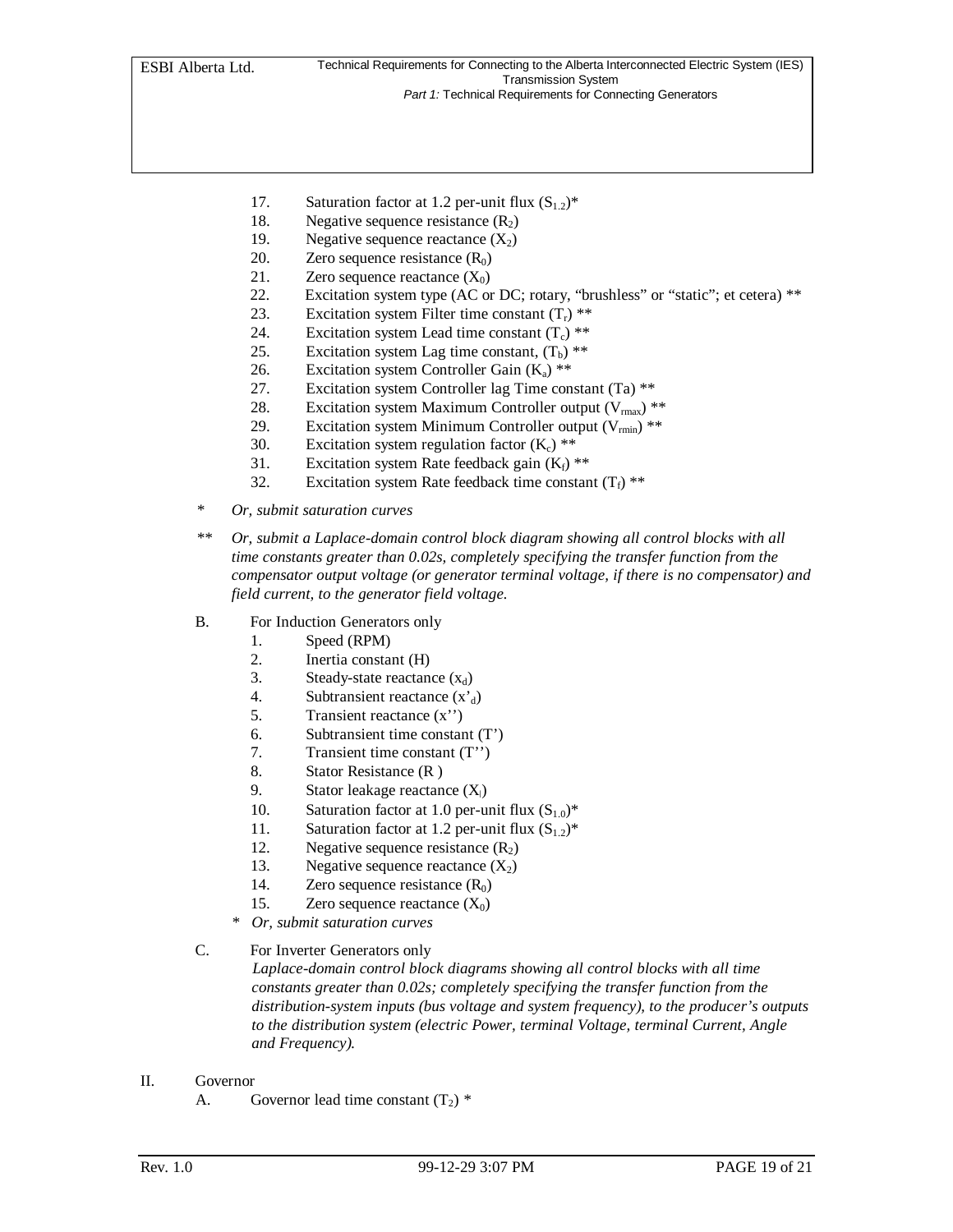17. Saturation factor at 1.2 per-unit flux ($S_{1.2}$)*
18. Negative sequence resistance ($R_2$)
19. Negative sequence reactance ($X_2$)
20. Zero sequence resistance ($R_0$)
21. Zero sequence reactance ($X_0$)
22. Excitation system type (AC or DC; rotary, “brushless” or “static”; et cetera) **
23. Excitation system Filter time constant ($T_r$) **
24. Excitation system Lead time constant ($T_c$) **
25. Excitation system Lag time constant, ($T_b$) **
26. Excitation system Controller Gain ($K_a$) **
27. Excitation system Controller lag Time constant (Ta) **
28. Excitation system Maximum Controller output ($V_{rmax}$) **
29. Excitation system Minimum Controller output ($V_{rmin}$) **
30. Excitation system regulation factor ($K_c$) **
31. Excitation system Rate feedback gain ($K_f$) **
32. Excitation system Rate feedback time constant ($T_f$) **

\* *Or, submit saturation curves*

\*\* *Or, submit a Laplace-domain control block diagram showing all control blocks with all time constants greater than 0.02s, completely specifying the transfer function from the compensator output voltage (or generator terminal voltage, if there is no compensator) and field current, to the generator field voltage.*

B. For Induction Generators only
1. Speed (RPM)
2. Inertia constant (H)
3. Steady-state reactance ($x_d$)
4. Subtransient reactance ($x'_d$)
5. Transient reactance ($x''$)
6. Subtransient time constant ($T'$)
7. Transient time constant ($T''$)
8. Stator Resistance (R )
9. Stator leakage reactance ($X_l$)
10. Saturation factor at 1.0 per-unit flux ($S_{1.0}$)*
11. Saturation factor at 1.2 per-unit flux ($S_{1.2}$)*
12. Negative sequence resistance ($R_2$)
13. Negative sequence reactance ($X_2$)
14. Zero sequence resistance ($R_0$)
15. Zero sequence reactance ($X_0$)

\* *Or, submit saturation curves*

C. For Inverter Generators only

*Laplace-domain control block diagrams showing all control blocks with all time constants greater than 0.02s; completely specifying the transfer function from the distribution-system inputs (bus voltage and system frequency), to the producer’s outputs to the distribution system (electric Power, terminal Voltage, terminal Current, Angle and Frequency).*

II. Governor

A. Governor lead time constant ($T_2$) *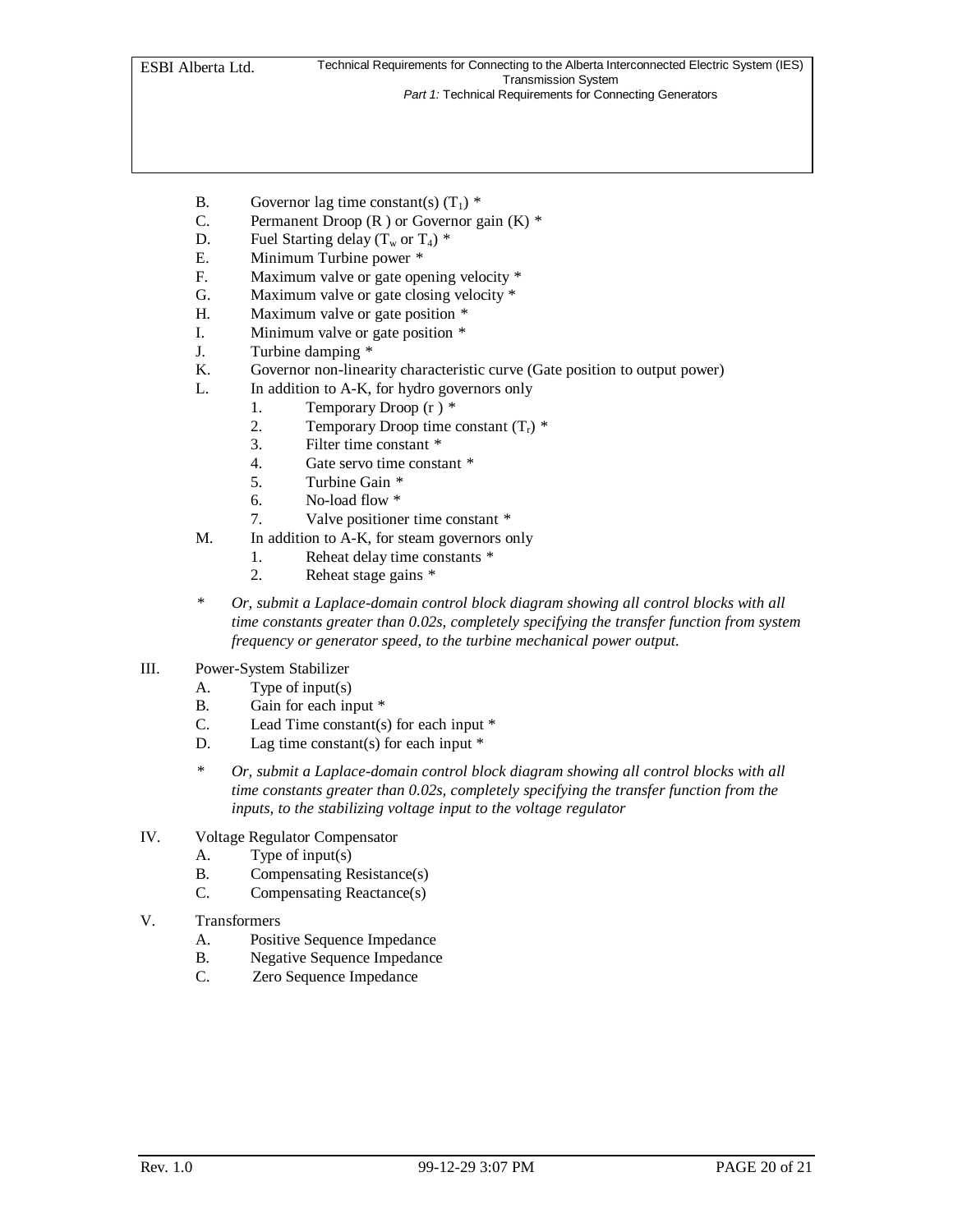B. Governor lag time constant(s) ($T_1$) *
C. Permanent Droop (R ) or Governor gain (K) *
D. Fuel Starting delay ($T_w$ or $T_4$) *
E. Minimum Turbine power *
F. Maximum valve or gate opening velocity *
G. Maximum valve or gate closing velocity *
H. Maximum valve or gate position *
I. Minimum valve or gate position *
J. Turbine damping *
K. Governor non-linearity characteristic curve (Gate position to output power)
L. In addition to A-K, for hydro governors only
    1. Temporary Droop (r ) *
    2. Temporary Droop time constant ($T_r$) *
    3. Filter time constant *
    4. Gate servo time constant *
    5. Turbine Gain *
    6. No-load flow *
    7. Valve positioner time constant *
M. In addition to A-K, for steam governors only
    1. Reheat delay time constants *
    2. Reheat stage gains *

\* *Or, submit a Laplace-domain control block diagram showing all control blocks with all time constants greater than 0.02s, completely specifying the transfer function from system frequency or generator speed, to the turbine mechanical power output.*

III. Power-System Stabilizer
A. Type of input(s)
B. Gain for each input *
C. Lead Time constant(s) for each input *
D. Lag time constant(s) for each input *

\* *Or, submit a Laplace-domain control block diagram showing all control blocks with all time constants greater than 0.02s, completely specifying the transfer function from the inputs, to the stabilizing voltage input to the voltage regulator*

IV. Voltage Regulator Compensator
A. Type of input(s)
B. Compensating Resistance(s)
C. Compensating Reactance(s)

V. Transformers
A. Positive Sequence Impedance
B. Negative Sequence Impedance
C. Zero Sequence Impedance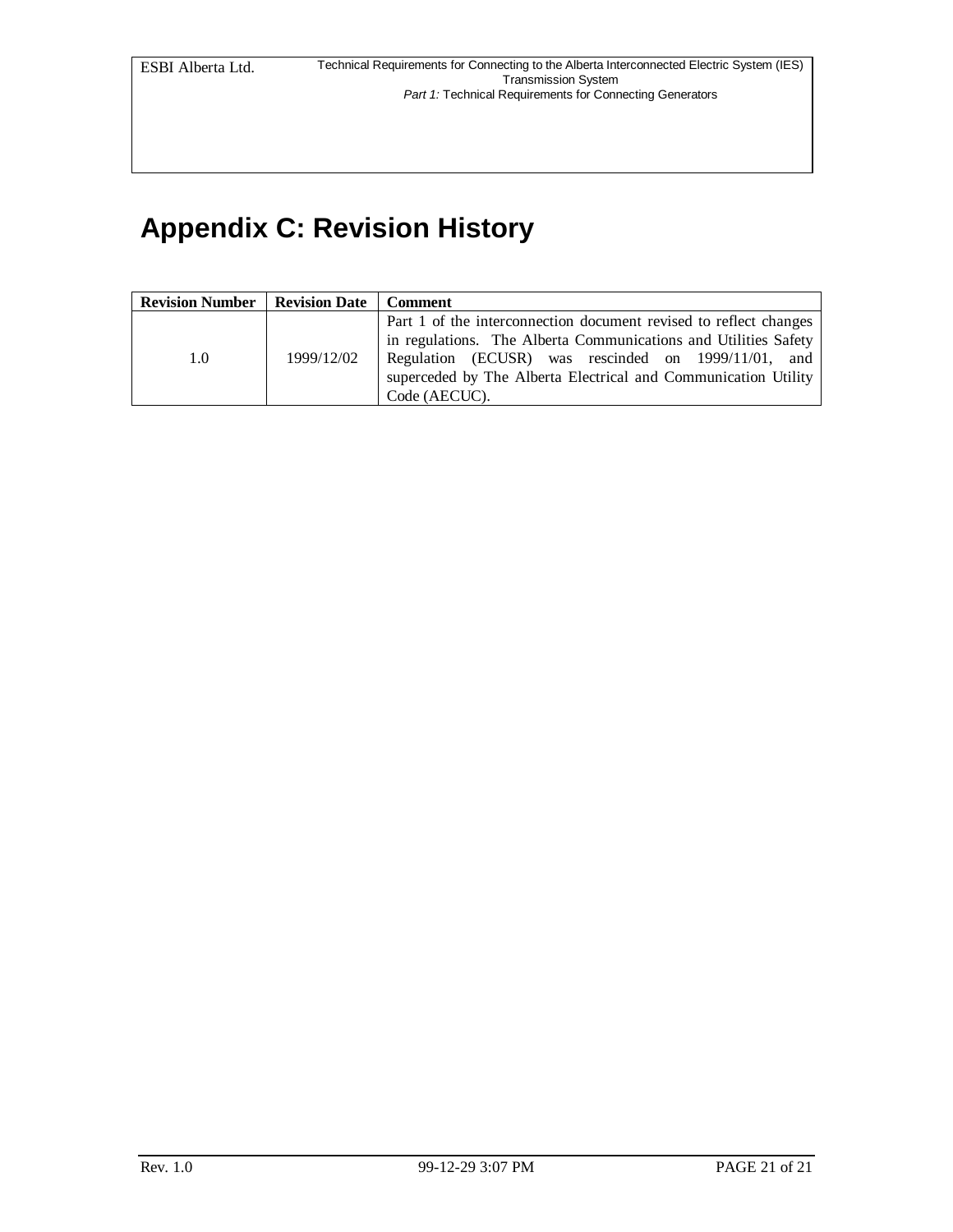# Appendix C: Revision History

| Revision Number | Revision Date | Comment |
| --- | --- | --- |
| 1.0 | 1999/12/02 | Part 1 of the interconnection document revised to reflect changes in regulations. The Alberta Communications and Utilities Safety Regulation (ECUSR) was rescinded on 1999/11/01, and superceded by The Alberta Electrical and Communication Utility Code (AECUC). |